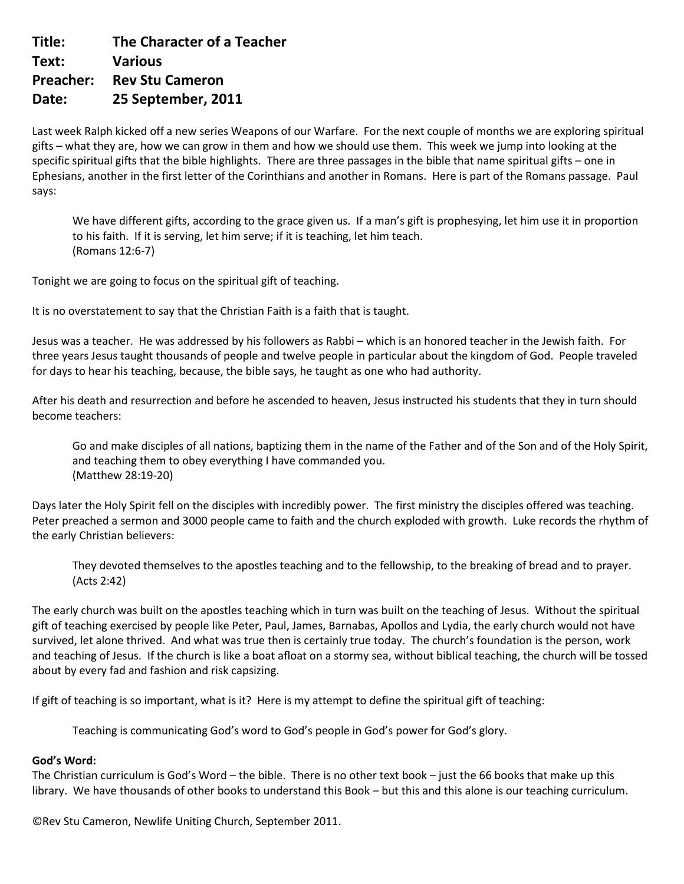**Title: The Character of a Teacher**
**Text: Various**
**Preacher: Rev Stu Cameron**
**Date: 25 September, 2011**

Last week Ralph kicked off a new series Weapons of our Warfare. For the next couple of months we are exploring spiritual gifts – what they are, how we can grow in them and how we should use them. This week we jump into looking at the specific spiritual gifts that the bible highlights. There are three passages in the bible that name spiritual gifts – one in Ephesians, another in the first letter of the Corinthians and another in Romans. Here is part of the Romans passage. Paul says:

> We have different gifts, according to the grace given us. If a man's gift is prophesying, let him use it in proportion to his faith. If it is serving, let him serve; if it is teaching, let him teach.
> (Romans 12:6-7)

Tonight we are going to focus on the spiritual gift of teaching.

It is no overstatement to say that the Christian Faith is a faith that is taught.

Jesus was a teacher. He was addressed by his followers as Rabbi – which is an honored teacher in the Jewish faith. For three years Jesus taught thousands of people and twelve people in particular about the kingdom of God. People traveled for days to hear his teaching, because, the bible says, he taught as one who had authority.

After his death and resurrection and before he ascended to heaven, Jesus instructed his students that they in turn should become teachers:

> Go and make disciples of all nations, baptizing them in the name of the Father and of the Son and of the Holy Spirit, and teaching them to obey everything I have commanded you.
> (Matthew 28:19-20)

Days later the Holy Spirit fell on the disciples with incredibly power. The first ministry the disciples offered was teaching. Peter preached a sermon and 3000 people came to faith and the church exploded with growth. Luke records the rhythm of the early Christian believers:

> They devoted themselves to the apostles teaching and to the fellowship, to the breaking of bread and to prayer.
> (Acts 2:42)

The early church was built on the apostles teaching which in turn was built on the teaching of Jesus. Without the spiritual gift of teaching exercised by people like Peter, Paul, James, Barnabas, Apollos and Lydia, the early church would not have survived, let alone thrived. And what was true then is certainly true today. The church's foundation is the person, work and teaching of Jesus. If the church is like a boat afloat on a stormy sea, without biblical teaching, the church will be tossed about by every fad and fashion and risk capsizing.

If gift of teaching is so important, what is it? Here is my attempt to define the spiritual gift of teaching:

> Teaching is communicating God's word to God's people in God's power for God's glory.

**God's Word:**
The Christian curriculum is God's Word – the bible. There is no other text book – just the 66 books that make up this library. We have thousands of other books to understand this Book – but this and this alone is our teaching curriculum.

©Rev Stu Cameron, Newlife Uniting Church, September 2011.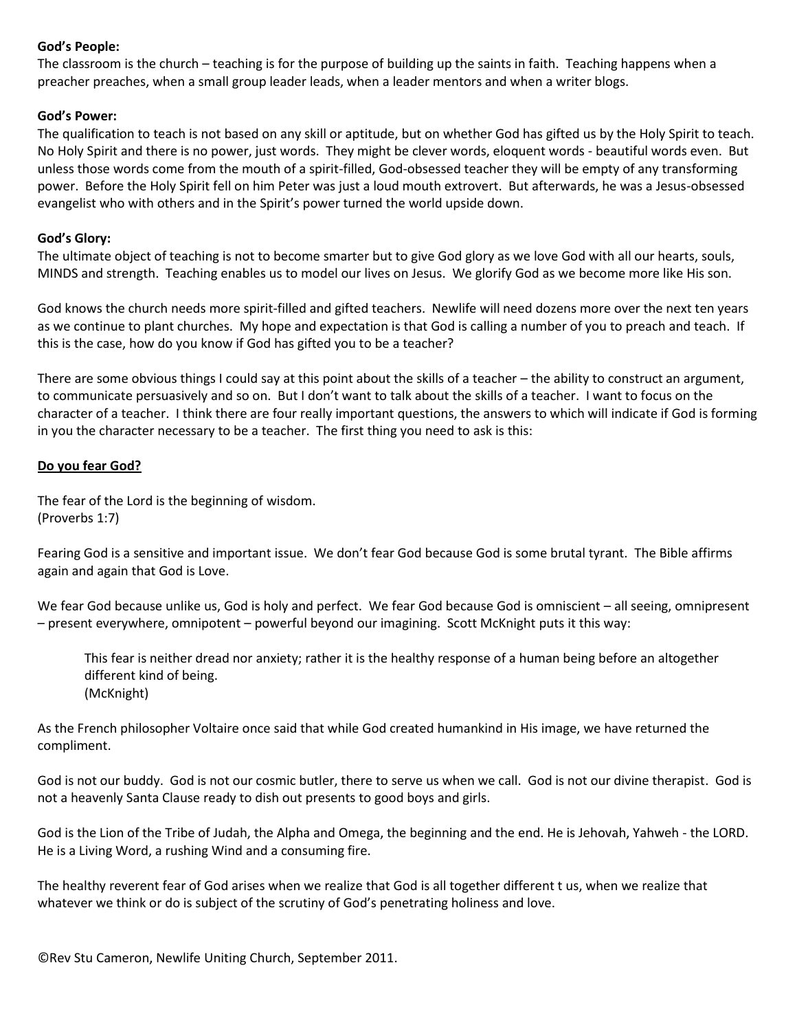**God's People:**
The classroom is the church – teaching is for the purpose of building up the saints in faith. Teaching happens when a preacher preaches, when a small group leader leads, when a leader mentors and when a writer blogs.

**God's Power:**
The qualification to teach is not based on any skill or aptitude, but on whether God has gifted us by the Holy Spirit to teach. No Holy Spirit and there is no power, just words. They might be clever words, eloquent words - beautiful words even. But unless those words come from the mouth of a spirit-filled, God-obsessed teacher they will be empty of any transforming power. Before the Holy Spirit fell on him Peter was just a loud mouth extrovert. But afterwards, he was a Jesus-obsessed evangelist who with others and in the Spirit's power turned the world upside down.

**God's Glory:**
The ultimate object of teaching is not to become smarter but to give God glory as we love God with all our hearts, souls, MINDS and strength. Teaching enables us to model our lives on Jesus. We glorify God as we become more like His son.

God knows the church needs more spirit-filled and gifted teachers. Newlife will need dozens more over the next ten years as we continue to plant churches. My hope and expectation is that God is calling a number of you to preach and teach. If this is the case, how do you know if God has gifted you to be a teacher?

There are some obvious things I could say at this point about the skills of a teacher – the ability to construct an argument, to communicate persuasively and so on. But I don't want to talk about the skills of a teacher. I want to focus on the character of a teacher. I think there are four really important questions, the answers to which will indicate if God is forming in you the character necessary to be a teacher. The first thing you need to ask is this:

**<u>Do you fear God?</u>**

The fear of the Lord is the beginning of wisdom.
(Proverbs 1:7)

Fearing God is a sensitive and important issue. We don't fear God because God is some brutal tyrant. The Bible affirms again and again that God is Love.

We fear God because unlike us, God is holy and perfect. We fear God because God is omniscient – all seeing, omnipresent – present everywhere, omnipotent – powerful beyond our imagining. Scott McKnight puts it this way:

> This fear is neither dread nor anxiety; rather it is the healthy response of a human being before an altogether different kind of being.
> (McKnight)

As the French philosopher Voltaire once said that while God created humankind in His image, we have returned the compliment.

God is not our buddy. God is not our cosmic butler, there to serve us when we call. God is not our divine therapist. God is not a heavenly Santa Clause ready to dish out presents to good boys and girls.

God is the Lion of the Tribe of Judah, the Alpha and Omega, the beginning and the end. He is Jehovah, Yahweh - the LORD. He is a Living Word, a rushing Wind and a consuming fire.

The healthy reverent fear of God arises when we realize that God is all together different t us, when we realize that whatever we think or do is subject of the scrutiny of God's penetrating holiness and love.

©Rev Stu Cameron, Newlife Uniting Church, September 2011.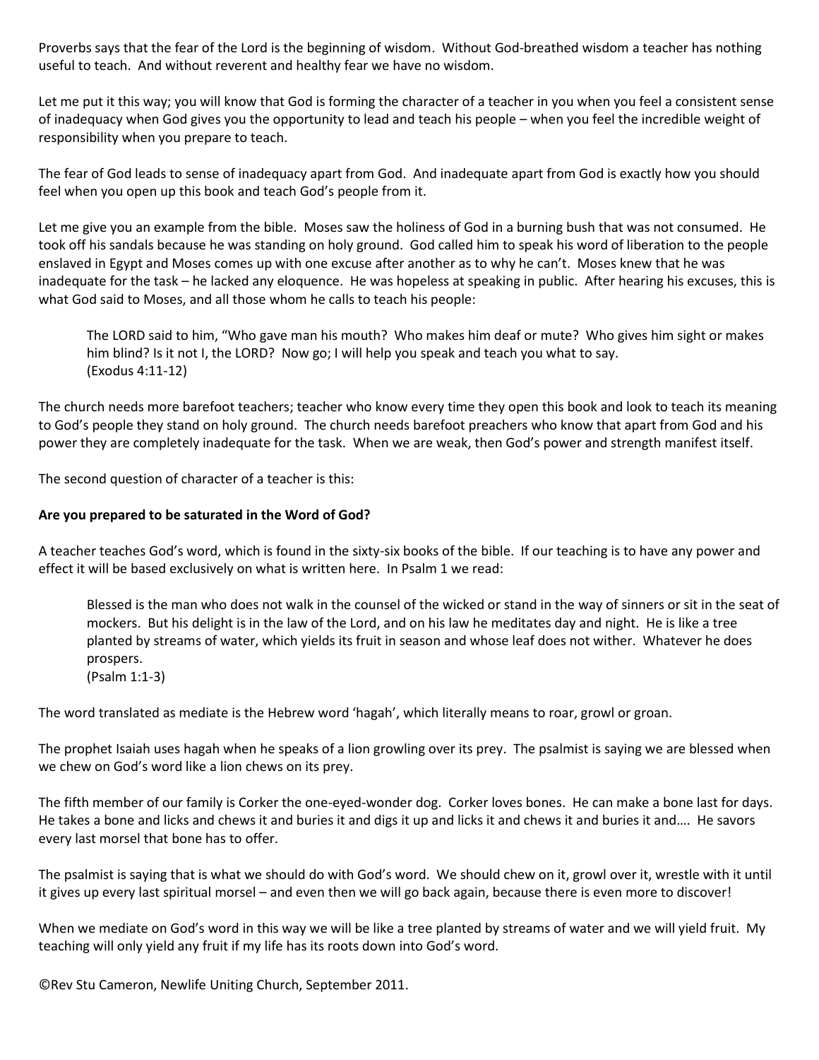Proverbs says that the fear of the Lord is the beginning of wisdom. Without God-breathed wisdom a teacher has nothing useful to teach. And without reverent and healthy fear we have no wisdom.

Let me put it this way; you will know that God is forming the character of a teacher in you when you feel a consistent sense of inadequacy when God gives you the opportunity to lead and teach his people – when you feel the incredible weight of responsibility when you prepare to teach.

The fear of God leads to sense of inadequacy apart from God. And inadequate apart from God is exactly how you should feel when you open up this book and teach God's people from it.

Let me give you an example from the bible. Moses saw the holiness of God in a burning bush that was not consumed. He took off his sandals because he was standing on holy ground. God called him to speak his word of liberation to the people enslaved in Egypt and Moses comes up with one excuse after another as to why he can't. Moses knew that he was inadequate for the task – he lacked any eloquence. He was hopeless at speaking in public. After hearing his excuses, this is what God said to Moses, and all those whom he calls to teach his people:

> The LORD said to him, "Who gave man his mouth? Who makes him deaf or mute? Who gives him sight or makes him blind? Is it not I, the LORD? Now go; I will help you speak and teach you what to say.
> (Exodus 4:11-12)

The church needs more barefoot teachers; teacher who know every time they open this book and look to teach its meaning to God's people they stand on holy ground. The church needs barefoot preachers who know that apart from God and his power they are completely inadequate for the task. When we are weak, then God's power and strength manifest itself.

The second question of character of a teacher is this:

**Are you prepared to be saturated in the Word of God?**

A teacher teaches God's word, which is found in the sixty-six books of the bible. If our teaching is to have any power and effect it will be based exclusively on what is written here. In Psalm 1 we read:

> Blessed is the man who does not walk in the counsel of the wicked or stand in the way of sinners or sit in the seat of mockers. But his delight is in the law of the Lord, and on his law he meditates day and night. He is like a tree planted by streams of water, which yields its fruit in season and whose leaf does not wither. Whatever he does prospers.
> (Psalm 1:1-3)

The word translated as mediate is the Hebrew word 'hagah', which literally means to roar, growl or groan.

The prophet Isaiah uses hagah when he speaks of a lion growling over its prey. The psalmist is saying we are blessed when we chew on God's word like a lion chews on its prey.

The fifth member of our family is Corker the one-eyed-wonder dog. Corker loves bones. He can make a bone last for days. He takes a bone and licks and chews it and buries it and digs it up and licks it and chews it and buries it and…. He savors every last morsel that bone has to offer.

The psalmist is saying that is what we should do with God's word. We should chew on it, growl over it, wrestle with it until it gives up every last spiritual morsel – and even then we will go back again, because there is even more to discover!

When we mediate on God's word in this way we will be like a tree planted by streams of water and we will yield fruit. My teaching will only yield any fruit if my life has its roots down into God's word.

©Rev Stu Cameron, Newlife Uniting Church, September 2011.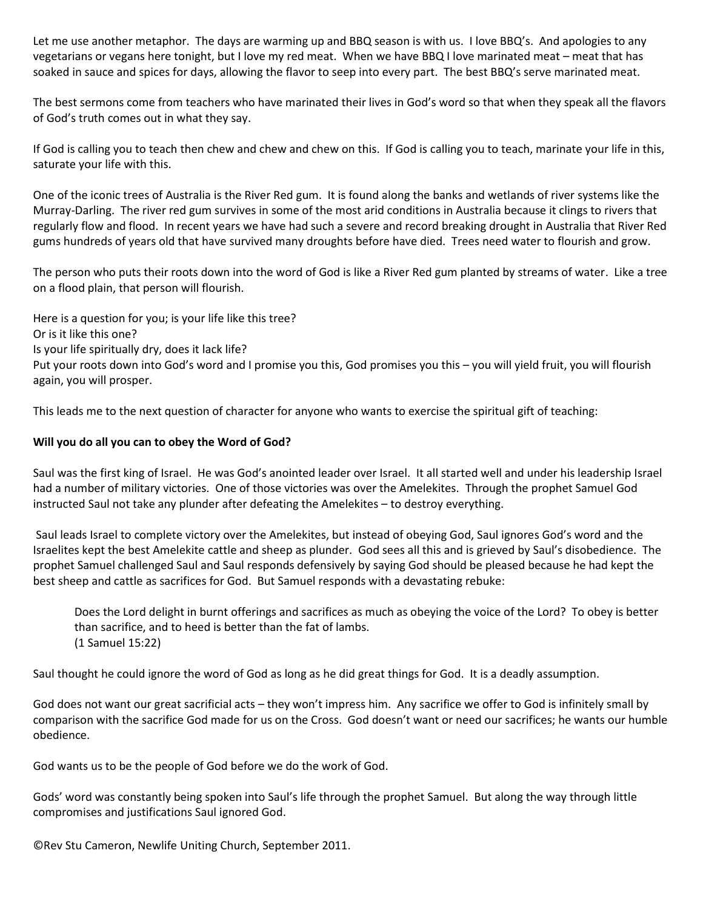Let me use another metaphor. The days are warming up and BBQ season is with us. I love BBQ's. And apologies to any vegetarians or vegans here tonight, but I love my red meat. When we have BBQ I love marinated meat – meat that has soaked in sauce and spices for days, allowing the flavor to seep into every part. The best BBQ's serve marinated meat.

The best sermons come from teachers who have marinated their lives in God's word so that when they speak all the flavors of God's truth comes out in what they say.

If God is calling you to teach then chew and chew and chew on this. If God is calling you to teach, marinate your life in this, saturate your life with this.

One of the iconic trees of Australia is the River Red gum. It is found along the banks and wetlands of river systems like the Murray-Darling. The river red gum survives in some of the most arid conditions in Australia because it clings to rivers that regularly flow and flood. In recent years we have had such a severe and record breaking drought in Australia that River Red gums hundreds of years old that have survived many droughts before have died. Trees need water to flourish and grow.

The person who puts their roots down into the word of God is like a River Red gum planted by streams of water. Like a tree on a flood plain, that person will flourish.

Here is a question for you; is your life like this tree?
Or is it like this one?
Is your life spiritually dry, does it lack life?
Put your roots down into God's word and I promise you this, God promises you this – you will yield fruit, you will flourish again, you will prosper.

This leads me to the next question of character for anyone who wants to exercise the spiritual gift of teaching:

**Will you do all you can to obey the Word of God?**

Saul was the first king of Israel. He was God's anointed leader over Israel. It all started well and under his leadership Israel had a number of military victories. One of those victories was over the Amelekites. Through the prophet Samuel God instructed Saul not take any plunder after defeating the Amelekites – to destroy everything.

Saul leads Israel to complete victory over the Amelekites, but instead of obeying God, Saul ignores God's word and the Israelites kept the best Amelekite cattle and sheep as plunder. God sees all this and is grieved by Saul's disobedience. The prophet Samuel challenged Saul and Saul responds defensively by saying God should be pleased because he had kept the best sheep and cattle as sacrifices for God. But Samuel responds with a devastating rebuke:

> Does the Lord delight in burnt offerings and sacrifices as much as obeying the voice of the Lord? To obey is better than sacrifice, and to heed is better than the fat of lambs.
> (1 Samuel 15:22)

Saul thought he could ignore the word of God as long as he did great things for God. It is a deadly assumption.

God does not want our great sacrificial acts – they won't impress him. Any sacrifice we offer to God is infinitely small by comparison with the sacrifice God made for us on the Cross. God doesn't want or need our sacrifices; he wants our humble obedience.

God wants us to be the people of God before we do the work of God.

Gods' word was constantly being spoken into Saul's life through the prophet Samuel. But along the way through little compromises and justifications Saul ignored God.

©Rev Stu Cameron, Newlife Uniting Church, September 2011.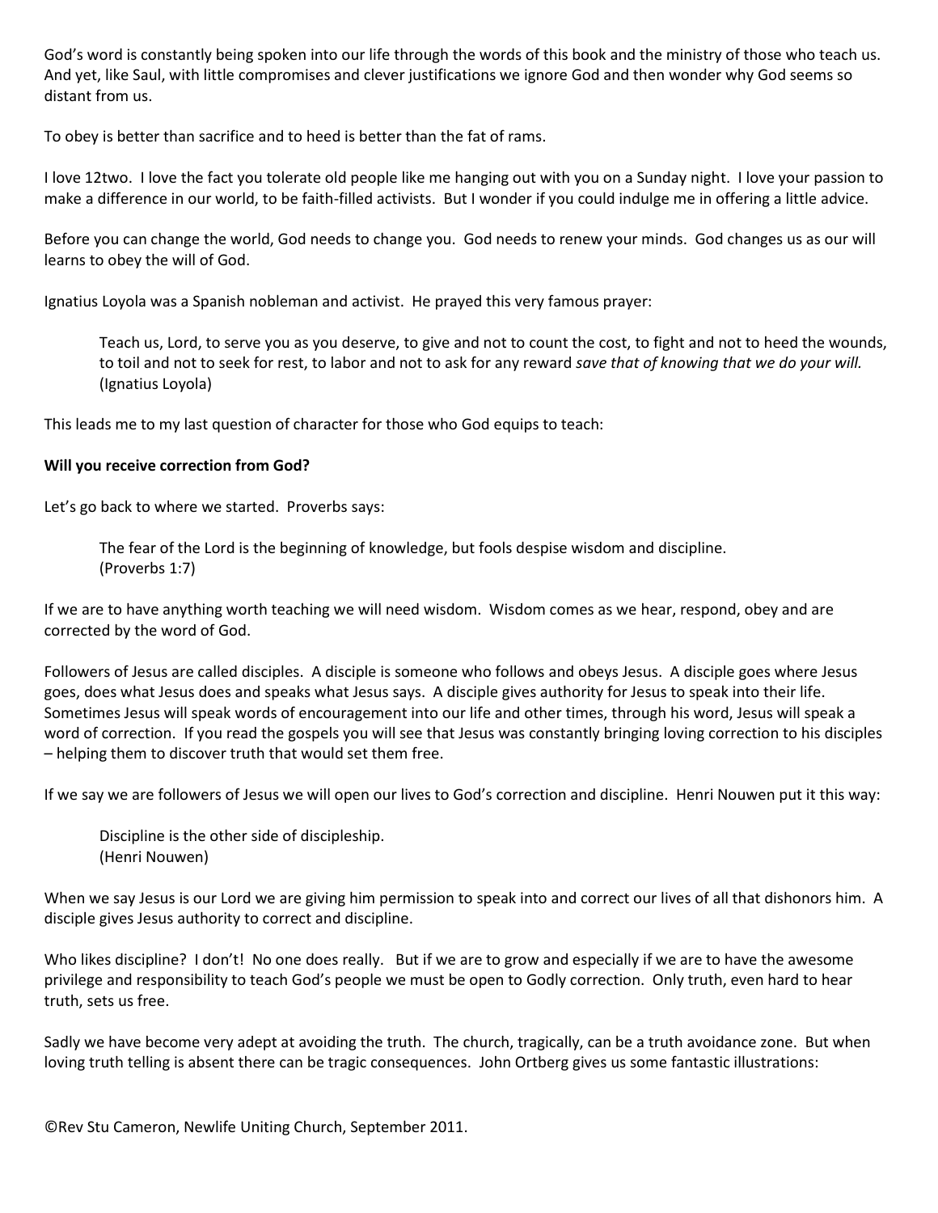God's word is constantly being spoken into our life through the words of this book and the ministry of those who teach us. And yet, like Saul, with little compromises and clever justifications we ignore God and then wonder why God seems so distant from us.

To obey is better than sacrifice and to heed is better than the fat of rams.

I love 12two. I love the fact you tolerate old people like me hanging out with you on a Sunday night. I love your passion to make a difference in our world, to be faith-filled activists. But I wonder if you could indulge me in offering a little advice.

Before you can change the world, God needs to change you. God needs to renew your minds. God changes us as our will learns to obey the will of God.

Ignatius Loyola was a Spanish nobleman and activist. He prayed this very famous prayer:

> Teach us, Lord, to serve you as you deserve, to give and not to count the cost, to fight and not to heed the wounds, to toil and not to seek for rest, to labor and not to ask for any reward *save that of knowing that we do your will.*
> (Ignatius Loyola)

This leads me to my last question of character for those who God equips to teach:

**Will you receive correction from God?**

Let's go back to where we started. Proverbs says:

> The fear of the Lord is the beginning of knowledge, but fools despise wisdom and discipline.
> (Proverbs 1:7)

If we are to have anything worth teaching we will need wisdom. Wisdom comes as we hear, respond, obey and are corrected by the word of God.

Followers of Jesus are called disciples. A disciple is someone who follows and obeys Jesus. A disciple goes where Jesus goes, does what Jesus does and speaks what Jesus says. A disciple gives authority for Jesus to speak into their life. Sometimes Jesus will speak words of encouragement into our life and other times, through his word, Jesus will speak a word of correction. If you read the gospels you will see that Jesus was constantly bringing loving correction to his disciples – helping them to discover truth that would set them free.

If we say we are followers of Jesus we will open our lives to God's correction and discipline. Henri Nouwen put it this way:

> Discipline is the other side of discipleship.
> (Henri Nouwen)

When we say Jesus is our Lord we are giving him permission to speak into and correct our lives of all that dishonors him. A disciple gives Jesus authority to correct and discipline.

Who likes discipline? I don't! No one does really. But if we are to grow and especially if we are to have the awesome privilege and responsibility to teach God's people we must be open to Godly correction. Only truth, even hard to hear truth, sets us free.

Sadly we have become very adept at avoiding the truth. The church, tragically, can be a truth avoidance zone. But when loving truth telling is absent there can be tragic consequences. John Ortberg gives us some fantastic illustrations:

©Rev Stu Cameron, Newlife Uniting Church, September 2011.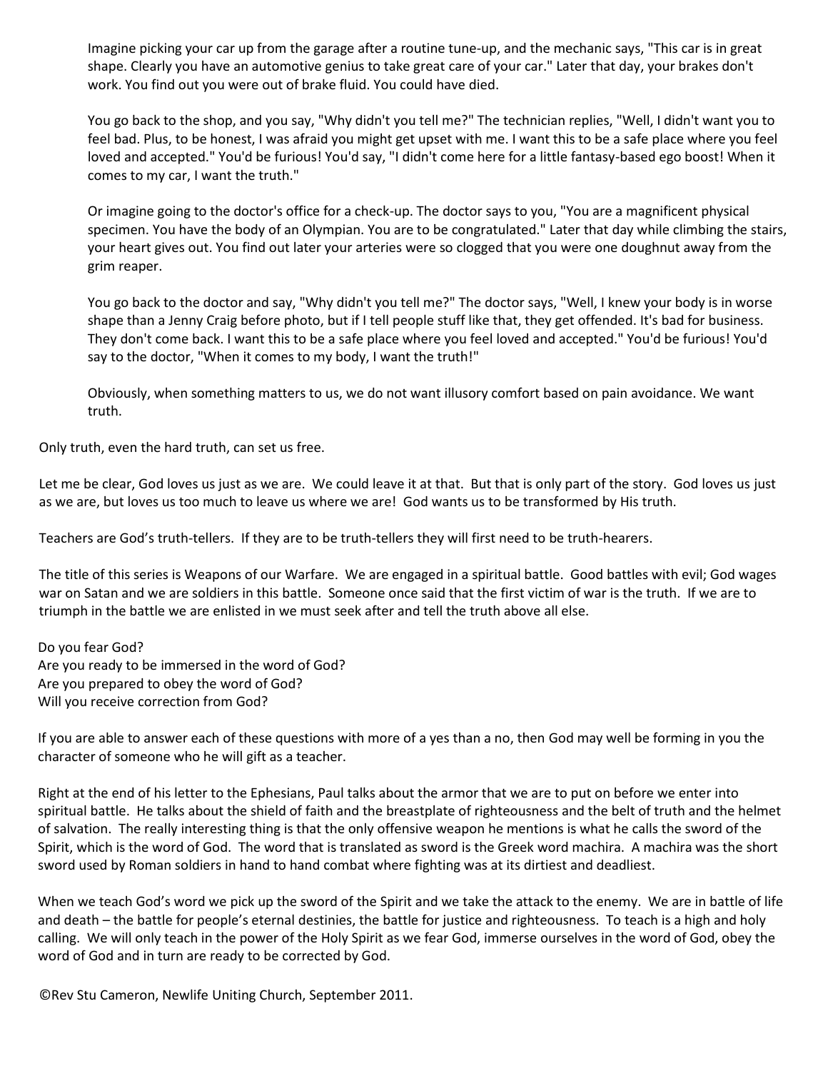> Imagine picking your car up from the garage after a routine tune-up, and the mechanic says, "This car is in great shape. Clearly you have an automotive genius to take great care of your car." Later that day, your brakes don't work. You find out you were out of brake fluid. You could have died.
>
> You go back to the shop, and you say, "Why didn't you tell me?" The technician replies, "Well, I didn't want you to feel bad. Plus, to be honest, I was afraid you might get upset with me. I want this to be a safe place where you feel loved and accepted." You'd be furious! You'd say, "I didn't come here for a little fantasy-based ego boost! When it comes to my car, I want the truth."
>
> Or imagine going to the doctor's office for a check-up. The doctor says to you, "You are a magnificent physical specimen. You have the body of an Olympian. You are to be congratulated." Later that day while climbing the stairs, your heart gives out. You find out later your arteries were so clogged that you were one doughnut away from the grim reaper.
>
> You go back to the doctor and say, "Why didn't you tell me?" The doctor says, "Well, I knew your body is in worse shape than a Jenny Craig before photo, but if I tell people stuff like that, they get offended. It's bad for business. They don't come back. I want this to be a safe place where you feel loved and accepted." You'd be furious! You'd say to the doctor, "When it comes to my body, I want the truth!"
>
> Obviously, when something matters to us, we do not want illusory comfort based on pain avoidance. We want truth.

Only truth, even the hard truth, can set us free.

Let me be clear, God loves us just as we are. We could leave it at that. But that is only part of the story. God loves us just as we are, but loves us too much to leave us where we are! God wants us to be transformed by His truth.

Teachers are God's truth-tellers. If they are to be truth-tellers they will first need to be truth-hearers.

The title of this series is Weapons of our Warfare. We are engaged in a spiritual battle. Good battles with evil; God wages war on Satan and we are soldiers in this battle. Someone once said that the first victim of war is the truth. If we are to triumph in the battle we are enlisted in we must seek after and tell the truth above all else.

Do you fear God?
Are you ready to be immersed in the word of God?
Are you prepared to obey the word of God?
Will you receive correction from God?

If you are able to answer each of these questions with more of a yes than a no, then God may well be forming in you the character of someone who he will gift as a teacher.

Right at the end of his letter to the Ephesians, Paul talks about the armor that we are to put on before we enter into spiritual battle. He talks about the shield of faith and the breastplate of righteousness and the belt of truth and the helmet of salvation. The really interesting thing is that the only offensive weapon he mentions is what he calls the sword of the Spirit, which is the word of God. The word that is translated as sword is the Greek word machira. A machira was the short sword used by Roman soldiers in hand to hand combat where fighting was at its dirtiest and deadliest.

When we teach God's word we pick up the sword of the Spirit and we take the attack to the enemy. We are in battle of life and death – the battle for people's eternal destinies, the battle for justice and righteousness. To teach is a high and holy calling. We will only teach in the power of the Holy Spirit as we fear God, immerse ourselves in the word of God, obey the word of God and in turn are ready to be corrected by God.

©Rev Stu Cameron, Newlife Uniting Church, September 2011.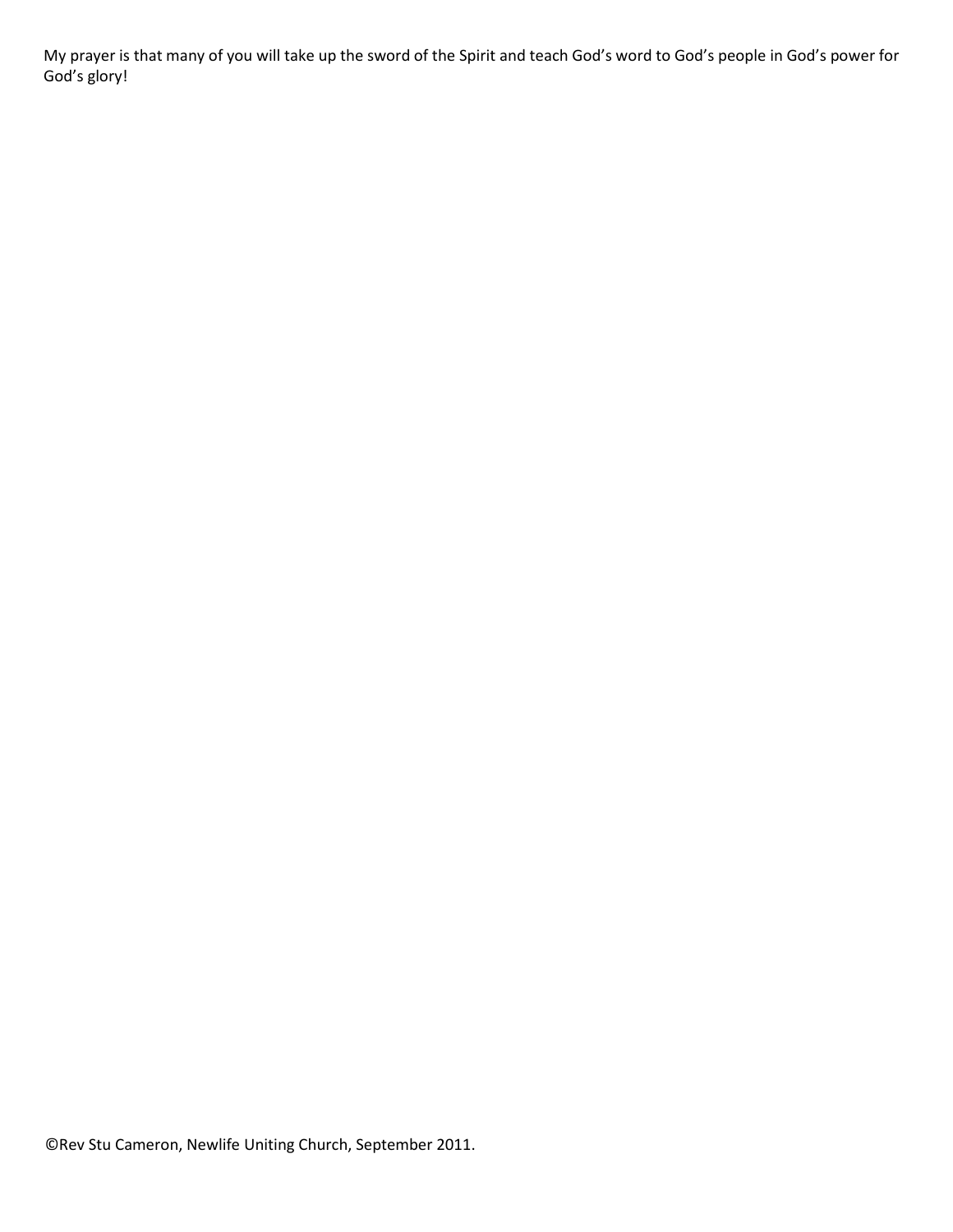My prayer is that many of you will take up the sword of the Spirit and teach God's word to God's people in God's power for God's glory!

©Rev Stu Cameron, Newlife Uniting Church, September 2011.